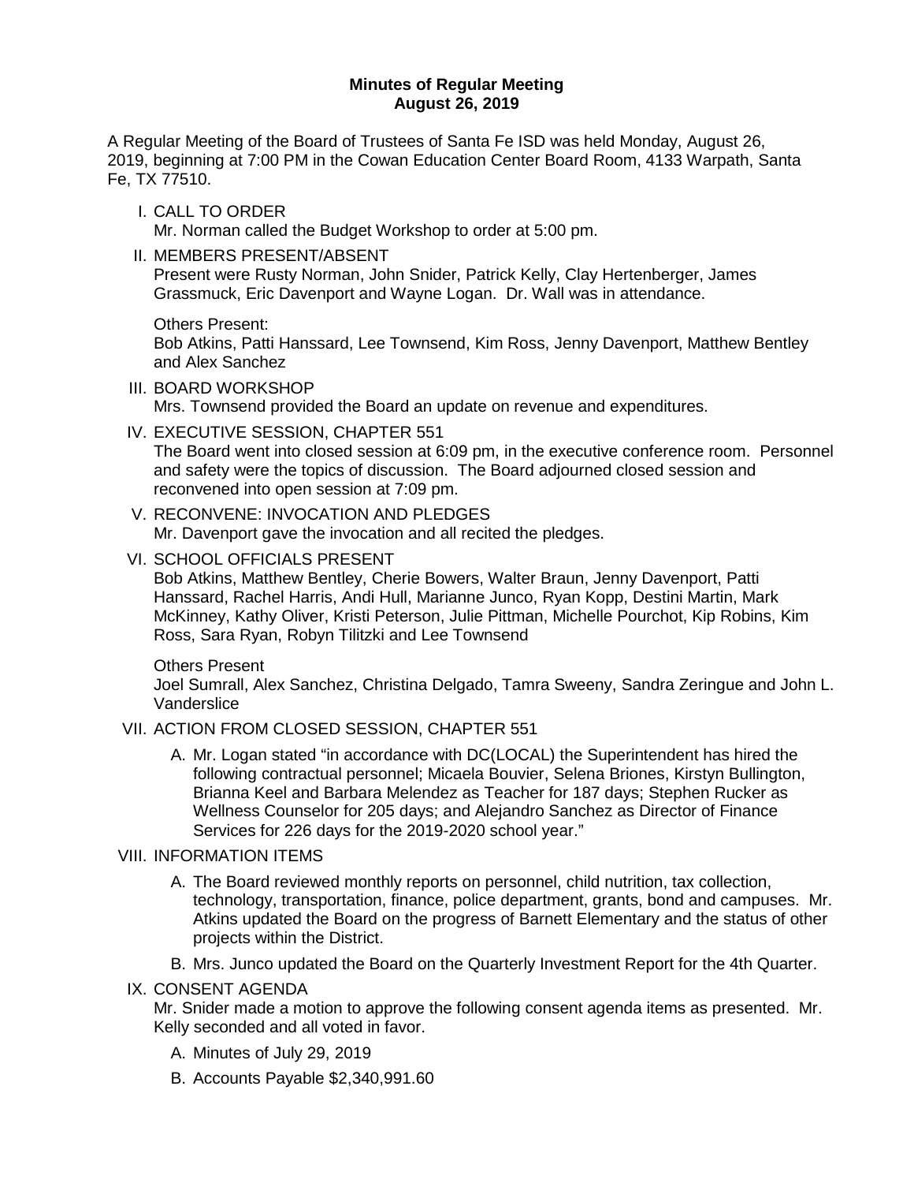**Minutes of Regular Meeting**
**August 26, 2019**

A Regular Meeting of the Board of Trustees of Santa Fe ISD was held Monday, August 26, 2019, beginning at 7:00 PM in the Cowan Education Center Board Room, 4133 Warpath, Santa Fe, TX 77510.

I. CALL TO ORDER
Mr. Norman called the Budget Workshop to order at 5:00 pm.

II. MEMBERS PRESENT/ABSENT
Present were Rusty Norman, John Snider, Patrick Kelly, Clay Hertenberger, James Grassmuck, Eric Davenport and Wayne Logan. Dr. Wall was in attendance.

Others Present:
Bob Atkins, Patti Hanssard, Lee Townsend, Kim Ross, Jenny Davenport, Matthew Bentley and Alex Sanchez

III. BOARD WORKSHOP
Mrs. Townsend provided the Board an update on revenue and expenditures.

IV. EXECUTIVE SESSION, CHAPTER 551
The Board went into closed session at 6:09 pm, in the executive conference room. Personnel and safety were the topics of discussion. The Board adjourned closed session and reconvened into open session at 7:09 pm.

V. RECONVENE: INVOCATION AND PLEDGES
Mr. Davenport gave the invocation and all recited the pledges.

VI. SCHOOL OFFICIALS PRESENT
Bob Atkins, Matthew Bentley, Cherie Bowers, Walter Braun, Jenny Davenport, Patti Hanssard, Rachel Harris, Andi Hull, Marianne Junco, Ryan Kopp, Destini Martin, Mark McKinney, Kathy Oliver, Kristi Peterson, Julie Pittman, Michelle Pourchot, Kip Robins, Kim Ross, Sara Ryan, Robyn Tilitzki and Lee Townsend

Others Present
Joel Sumrall, Alex Sanchez, Christina Delgado, Tamra Sweeny, Sandra Zeringue and John L. Vanderslice

VII. ACTION FROM CLOSED SESSION, CHAPTER 551

A. Mr. Logan stated "in accordance with DC(LOCAL) the Superintendent has hired the following contractual personnel; Micaela Bouvier, Selena Briones, Kirstyn Bullington, Brianna Keel and Barbara Melendez as Teacher for 187 days; Stephen Rucker as Wellness Counselor for 205 days; and Alejandro Sanchez as Director of Finance Services for 226 days for the 2019-2020 school year."

VIII. INFORMATION ITEMS

A. The Board reviewed monthly reports on personnel, child nutrition, tax collection, technology, transportation, finance, police department, grants, bond and campuses. Mr. Atkins updated the Board on the progress of Barnett Elementary and the status of other projects within the District.

B. Mrs. Junco updated the Board on the Quarterly Investment Report for the 4th Quarter.

IX. CONSENT AGENDA
Mr. Snider made a motion to approve the following consent agenda items as presented. Mr. Kelly seconded and all voted in favor.

A. Minutes of July 29, 2019

B. Accounts Payable $2,340,991.60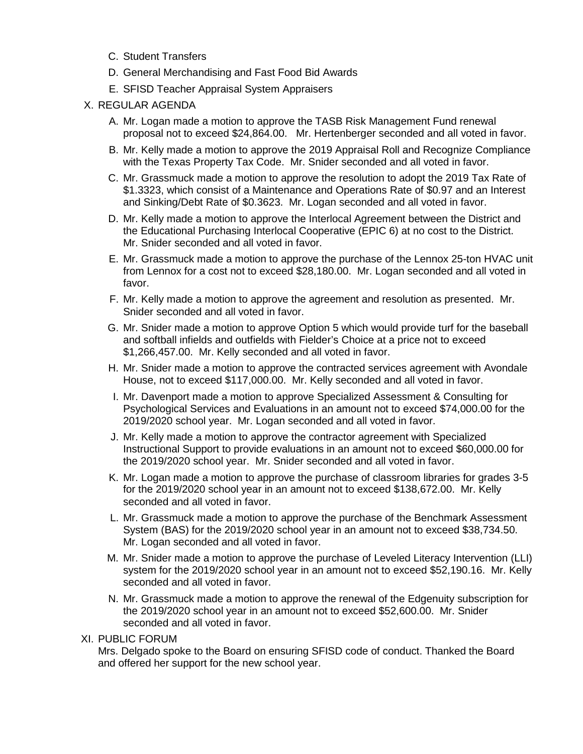C. Student Transfers
D. General Merchandising and Fast Food Bid Awards
E. SFISD Teacher Appraisal System Appraisers

X. REGULAR AGENDA

A. Mr. Logan made a motion to approve the TASB Risk Management Fund renewal proposal not to exceed $24,864.00. Mr. Hertenberger seconded and all voted in favor.

B. Mr. Kelly made a motion to approve the 2019 Appraisal Roll and Recognize Compliance with the Texas Property Tax Code. Mr. Snider seconded and all voted in favor.

C. Mr. Grassmuck made a motion to approve the resolution to adopt the 2019 Tax Rate of $1.3323, which consist of a Maintenance and Operations Rate of $0.97 and an Interest and Sinking/Debt Rate of $0.3623. Mr. Logan seconded and all voted in favor.

D. Mr. Kelly made a motion to approve the Interlocal Agreement between the District and the Educational Purchasing Interlocal Cooperative (EPIC 6) at no cost to the District. Mr. Snider seconded and all voted in favor.

E. Mr. Grassmuck made a motion to approve the purchase of the Lennox 25-ton HVAC unit from Lennox for a cost not to exceed $28,180.00. Mr. Logan seconded and all voted in favor.

F. Mr. Kelly made a motion to approve the agreement and resolution as presented. Mr. Snider seconded and all voted in favor.

G. Mr. Snider made a motion to approve Option 5 which would provide turf for the baseball and softball infields and outfields with Fielder's Choice at a price not to exceed $1,266,457.00. Mr. Kelly seconded and all voted in favor.

H. Mr. Snider made a motion to approve the contracted services agreement with Avondale House, not to exceed $117,000.00. Mr. Kelly seconded and all voted in favor.

I. Mr. Davenport made a motion to approve Specialized Assessment & Consulting for Psychological Services and Evaluations in an amount not to exceed $74,000.00 for the 2019/2020 school year. Mr. Logan seconded and all voted in favor.

J. Mr. Kelly made a motion to approve the contractor agreement with Specialized Instructional Support to provide evaluations in an amount not to exceed $60,000.00 for the 2019/2020 school year. Mr. Snider seconded and all voted in favor.

K. Mr. Logan made a motion to approve the purchase of classroom libraries for grades 3-5 for the 2019/2020 school year in an amount not to exceed $138,672.00. Mr. Kelly seconded and all voted in favor.

L. Mr. Grassmuck made a motion to approve the purchase of the Benchmark Assessment System (BAS) for the 2019/2020 school year in an amount not to exceed $38,734.50. Mr. Logan seconded and all voted in favor.

M. Mr. Snider made a motion to approve the purchase of Leveled Literacy Intervention (LLI) system for the 2019/2020 school year in an amount not to exceed $52,190.16. Mr. Kelly seconded and all voted in favor.

N. Mr. Grassmuck made a motion to approve the renewal of the Edgenuity subscription for the 2019/2020 school year in an amount not to exceed $52,600.00. Mr. Snider seconded and all voted in favor.

XI. PUBLIC FORUM

Mrs. Delgado spoke to the Board on ensuring SFISD code of conduct. Thanked the Board and offered her support for the new school year.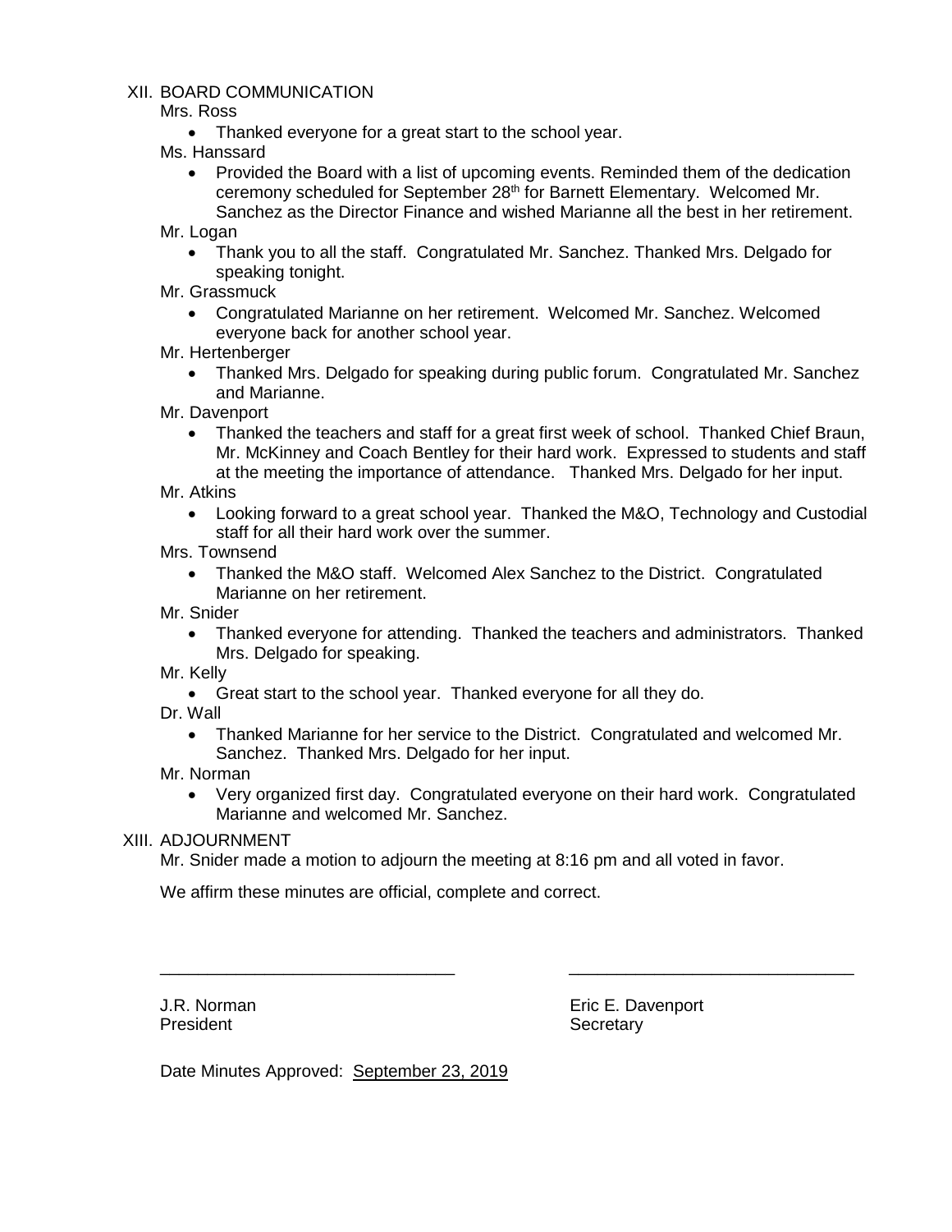## XII. BOARD COMMUNICATION

Mrs. Ross

- Thanked everyone for a great start to the school year.

Ms. Hanssard

- Provided the Board with a list of upcoming events. Reminded them of the dedication ceremony scheduled for September 28th for Barnett Elementary. Welcomed Mr. Sanchez as the Director Finance and wished Marianne all the best in her retirement.

Mr. Logan

- Thank you to all the staff. Congratulated Mr. Sanchez. Thanked Mrs. Delgado for speaking tonight.

Mr. Grassmuck

- Congratulated Marianne on her retirement. Welcomed Mr. Sanchez. Welcomed everyone back for another school year.

Mr. Hertenberger

- Thanked Mrs. Delgado for speaking during public forum. Congratulated Mr. Sanchez and Marianne.

Mr. Davenport

- Thanked the teachers and staff for a great first week of school. Thanked Chief Braun, Mr. McKinney and Coach Bentley for their hard work. Expressed to students and staff at the meeting the importance of attendance. Thanked Mrs. Delgado for her input.

Mr. Atkins

- Looking forward to a great school year. Thanked the M&O, Technology and Custodial staff for all their hard work over the summer.

Mrs. Townsend

- Thanked the M&O staff. Welcomed Alex Sanchez to the District. Congratulated Marianne on her retirement.

Mr. Snider

- Thanked everyone for attending. Thanked the teachers and administrators. Thanked Mrs. Delgado for speaking.

Mr. Kelly

- Great start to the school year. Thanked everyone for all they do.

Dr. Wall

- Thanked Marianne for her service to the District. Congratulated and welcomed Mr. Sanchez. Thanked Mrs. Delgado for her input.

Mr. Norman

- Very organized first day. Congratulated everyone on their hard work. Congratulated Marianne and welcomed Mr. Sanchez.

## XIII. ADJOURNMENT

Mr. Snider made a motion to adjourn the meeting at 8:16 pm and all voted in favor.

We affirm these minutes are official, complete and correct.

_______________________________ _______________________________

J.R. Norman
President

Eric E. Davenport
Secretary

Date Minutes Approved: September 23, 2019